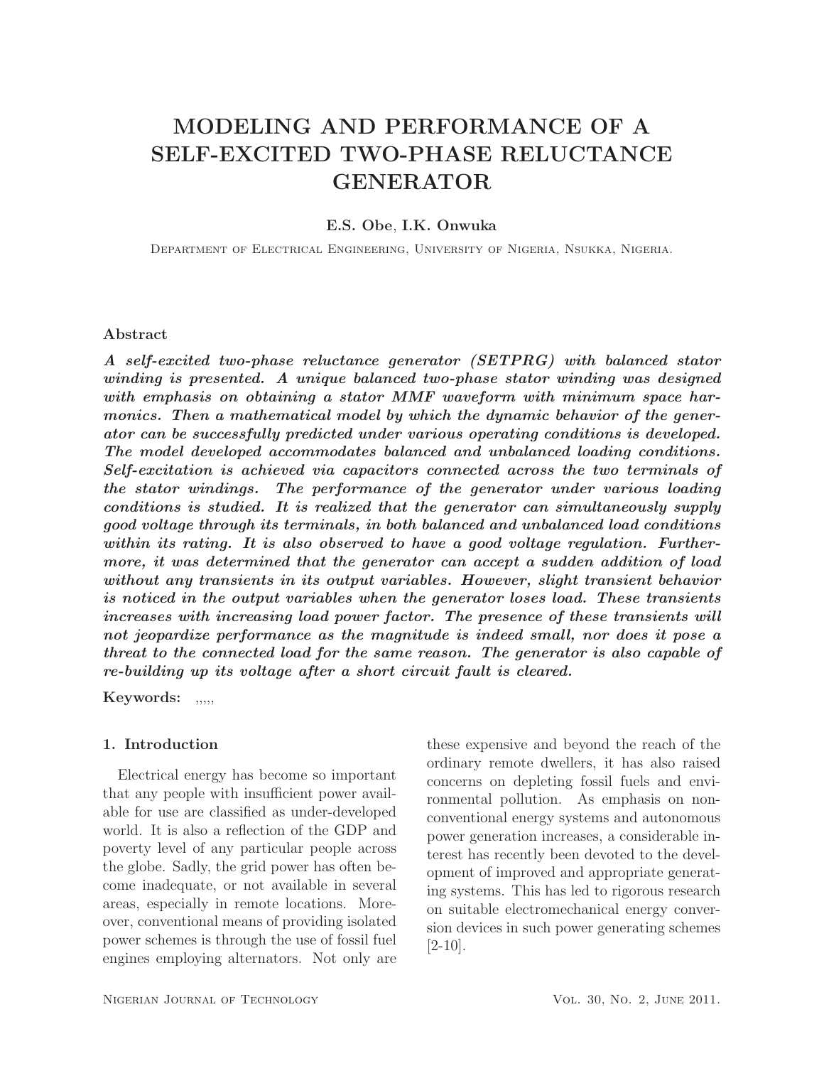# MODELING AND PERFORMANCE OF A SELF-EXCITED TWO-PHASE RELUCTANCE GENERATOR

**E.S. Obe, I.K. Onwuka**

Department of Electrical Engineering, University of Nigeria, Nsukka, Nigeria.

## Abstract

***A self-excited two-phase reluctance generator (SETPRG) with balanced stator winding is presented. A unique balanced two-phase stator winding was designed with emphasis on obtaining a stator MMF waveform with minimum space harmonics. Then a mathematical model by which the dynamic behavior of the generator can be successfully predicted under various operating conditions is developed. The model developed accommodates balanced and unbalanced loading conditions. Self-excitation is achieved via capacitors connected across the two terminals of the stator windings. The performance of the generator under various loading conditions is studied. It is realized that the generator can simultaneously supply good voltage through its terminals, in both balanced and unbalanced load conditions within its rating. It is also observed to have a good voltage regulation. Furthermore, it was determined that the generator can accept a sudden addition of load without any transients in its output variables. However, slight transient behavior is noticed in the output variables when the generator loses load. These transients increases with increasing load power factor. The presence of these transients will not jeopardize performance as the magnitude is indeed small, nor does it pose a threat to the connected load for the same reason. The generator is also capable of re-building up its voltage after a short circuit fault is cleared.***

**Keywords:** ,,,,,

## 1. Introduction

Electrical energy has become so important that any people with insufficient power available for use are classified as under-developed world. It is also a reflection of the GDP and poverty level of any particular people across the globe. Sadly, the grid power has often become inadequate, or not available in several areas, especially in remote locations. Moreover, conventional means of providing isolated power schemes is through the use of fossil fuel engines employing alternators. Not only are these expensive and beyond the reach of the ordinary remote dwellers, it has also raised concerns on depleting fossil fuels and environmental pollution. As emphasis on non-conventional energy systems and autonomous power generation increases, a considerable interest has recently been devoted to the development of improved and appropriate generating systems. This has led to rigorous research on suitable electromechanical energy conversion devices in such power generating schemes [2-10].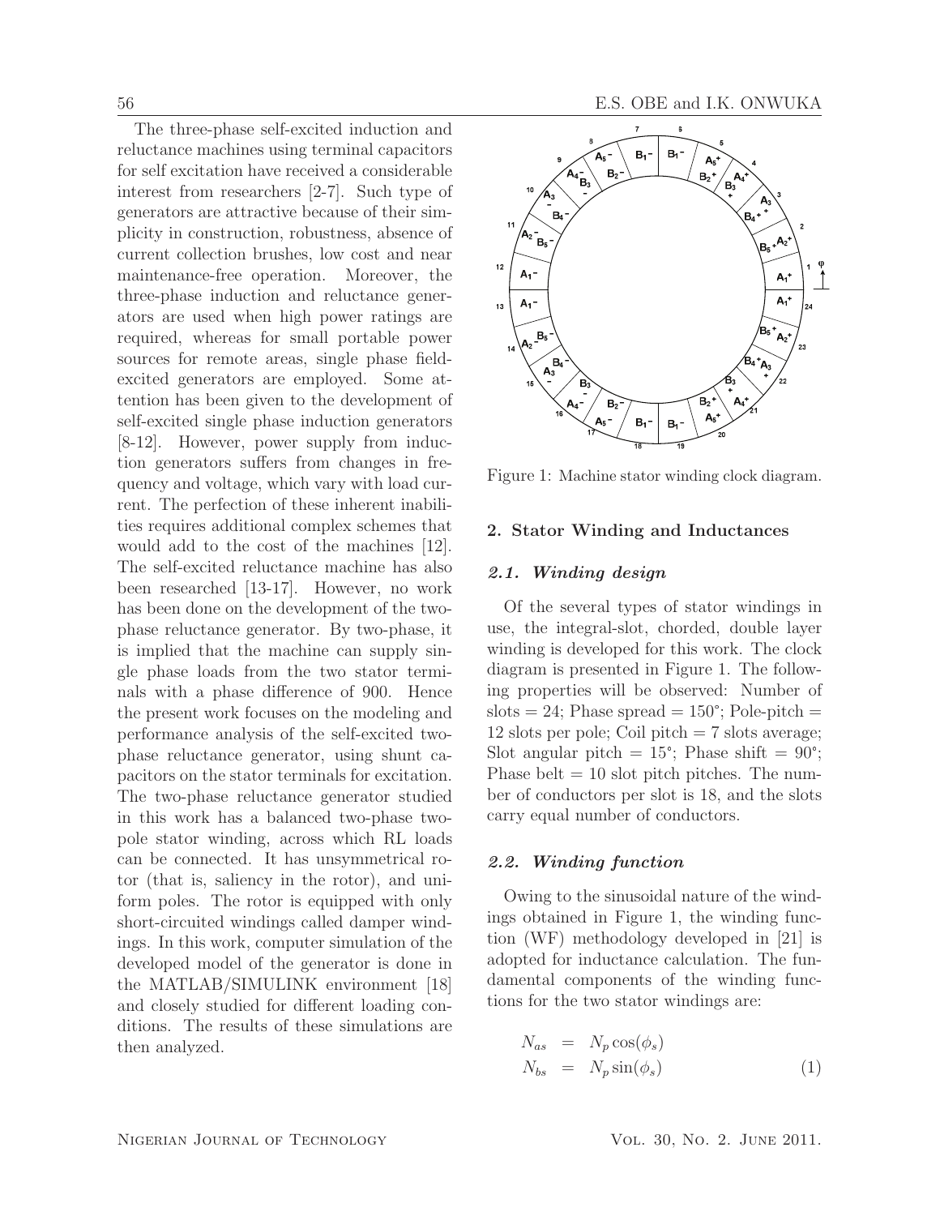The three-phase self-excited induction and reluctance machines using terminal capacitors for self excitation have received a considerable interest from researchers [2-7]. Such type of generators are attractive because of their simplicity in construction, robustness, absence of current collection brushes, low cost and near maintenance-free operation. Moreover, the three-phase induction and reluctance generators are used when high power ratings are required, whereas for small portable power sources for remote areas, single phase field-excited generators are employed. Some attention has been given to the development of self-excited single phase induction generators [8-12]. However, power supply from induction generators suffers from changes in frequency and voltage, which vary with load current. The perfection of these inherent inabilities requires additional complex schemes that would add to the cost of the machines [12]. The self-excited reluctance machine has also been researched [13-17]. However, no work has been done on the development of the two-phase reluctance generator. By two-phase, it is implied that the machine can supply single phase loads from the two stator terminals with a phase difference of 900. Hence the present work focuses on the modeling and performance analysis of the self-excited two-phase reluctance generator, using shunt capacitors on the stator terminals for excitation. The two-phase reluctance generator studied in this work has a balanced two-phase two-pole stator winding, across which RL loads can be connected. It has unsymmetrical rotor (that is, saliency in the rotor), and uniform poles. The rotor is equipped with only short-circuited windings called damper windings. In this work, computer simulation of the developed model of the generator is done in the MATLAB/SIMULINK environment [18] and closely studied for different loading conditions. The results of these simulations are then analyzed.

Figure 1: Machine stator winding clock diagram.

## 2. Stator Winding and Inductances

### 2.1. Winding design

Of the several types of stator windings in use, the integral-slot, chorded, double layer winding is developed for this work. The clock diagram is presented in Figure 1. The following properties will be observed: Number of slots = 24; Phase spread = 150°; Pole-pitch = 12 slots per pole; Coil pitch = 7 slots average; Slot angular pitch = 15°; Phase shift = 90°; Phase belt = 10 slot pitch pitches. The number of conductors per slot is 18, and the slots carry equal number of conductors.

### 2.2. Winding function

Owing to the sinusoidal nature of the windings obtained in Figure 1, the winding function (WF) methodology developed in [21] is adopted for inductance calculation. The fundamental components of the winding functions for the two stator windings are:

$$
\begin{aligned}
N_{as} &= N_p \cos(\phi_s) \\
N_{bs} &= N_p \sin(\phi_s)
\end{aligned}
\tag{1}
$$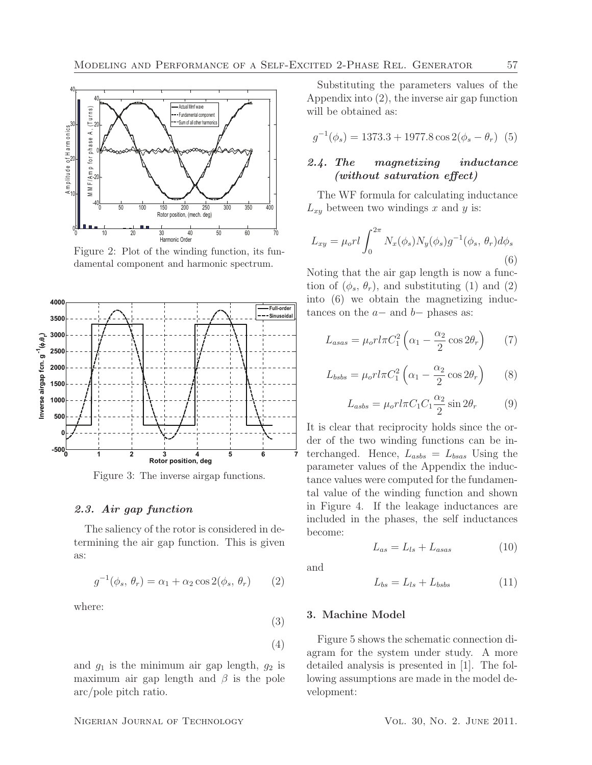Figure 2: Plot of the winding function, its fundamental component and harmonic spectrum.

Figure 3: The inverse airgap functions.

### 2.3. Air gap function

The saliency of the rotor is considered in determining the air gap function. This is given as:

$$g^{-1}(\phi_s,\, \theta_r) = \alpha_1 + \alpha_2 \cos 2(\phi_s,\, \theta_r) \qquad (2)$$

where:

$$(3)$$

$$(4)$$

and $g_1$ is the minimum air gap length, $g_2$ is maximum air gap length and $\beta$ is the pole arc/pole pitch ratio.

Substituting the parameters values of the Appendix into (2), the inverse air gap function will be obtained as:

$$g^{-1}(\phi_s) = 1373.3 + 1977.8 \cos 2(\phi_s - \theta_r) \quad (5)$$

### 2.4. The magnetizing inductance (without saturation effect)

The WF formula for calculating inductance $L_{xy}$ between two windings $x$ and $y$ is:

$$L_{xy} = \mu_o r l \int_0^{2\pi} N_x(\phi_s) N_y(\phi_s) g^{-1}(\phi_s,\, \theta_r) d\phi_s \quad (6)$$

Noting that the air gap length is now a function of $(\phi_s,\, \theta_r)$, and substituting (1) and (2) into (6) we obtain the magnetizing inductances on the $a-$ and $b-$ phases as:

$$L_{asas} = \mu_o r l \pi C_1^2 \left( \alpha_1 - \frac{\alpha_2}{2} \cos 2\theta_r \right) \qquad (7)$$

$$L_{bsbs} = \mu_o r l \pi C_1^2 \left( \alpha_1 - \frac{\alpha_2}{2} \cos 2\theta_r \right) \qquad (8)$$

$$L_{asbs} = \mu_o r l \pi C_1 C_1 \frac{\alpha_2}{2} \sin 2\theta_r \qquad (9)$$

It is clear that reciprocity holds since the order of the two winding functions can be interchanged. Hence, $L_{asbs} = L_{bsas}$ Using the parameter values of the Appendix the inductance values were computed for the fundamental value of the winding function and shown in Figure 4. If the leakage inductances are included in the phases, the self inductances become:

$$L_{as} = L_{ls} + L_{asas} \qquad (10)$$

and

$$L_{bs} = L_{ls} + L_{bsbs} \qquad (11)$$

## 3. Machine Model

Figure 5 shows the schematic connection diagram for the system under study. A more detailed analysis is presented in [1]. The following assumptions are made in the model development: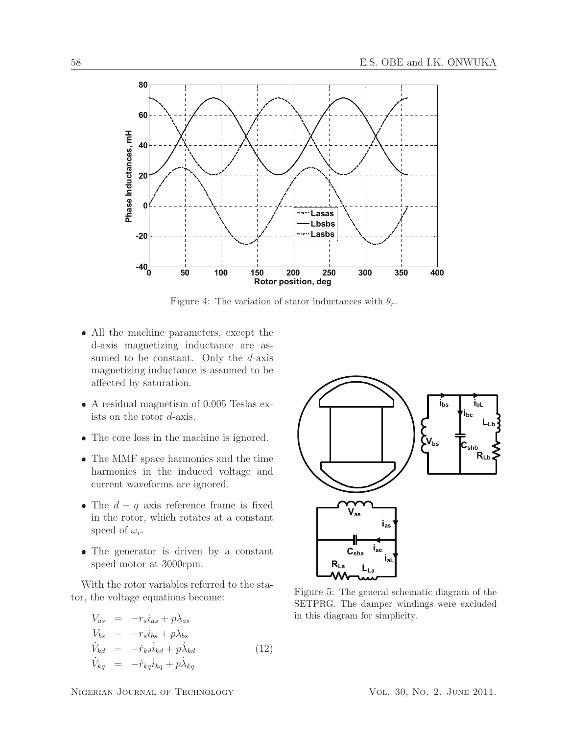Figure 4: The variation of stator inductances with $\theta_r$.

- All the machine parameters, except the d-axis magnetizing inductance are assumed to be constant. Only the $d$-axis magnetizing inductance is assumed to be affected by saturation.
- A residual magnetism of 0.005 Teslas exists on the rotor $d$-axis.
- The core loss in the machine is ignored.
- The MMF space harmonics and the time harmonics in the induced voltage and current waveforms are ignored.
- The $d-q$ axis reference frame is fixed in the rotor, which rotates at a constant speed of $\omega_r$.
- The generator is driven by a constant speed motor at 3000rpm.

With the rotor variables referred to the stator, the voltage equations become:

$$
\begin{aligned}
V_{as} &= -r_s i_{as} + p\lambda_{as} \\
V_{bs} &= -r_s i_{bs} + p\lambda_{bs} \\
\dot{V}_{kd} &= -\dot{r}_{kd}\dot{i}_{kd} + p\dot{\lambda}_{kd} \\
\dot{V}_{kq} &= -\dot{r}_{kq}\dot{i}_{kq} + p\dot{\lambda}_{kq}
\end{aligned} \tag{12}
$$

Figure 5: The general schematic diagram of the SETPRG. The damper windings were excluded in this diagram for simplicity.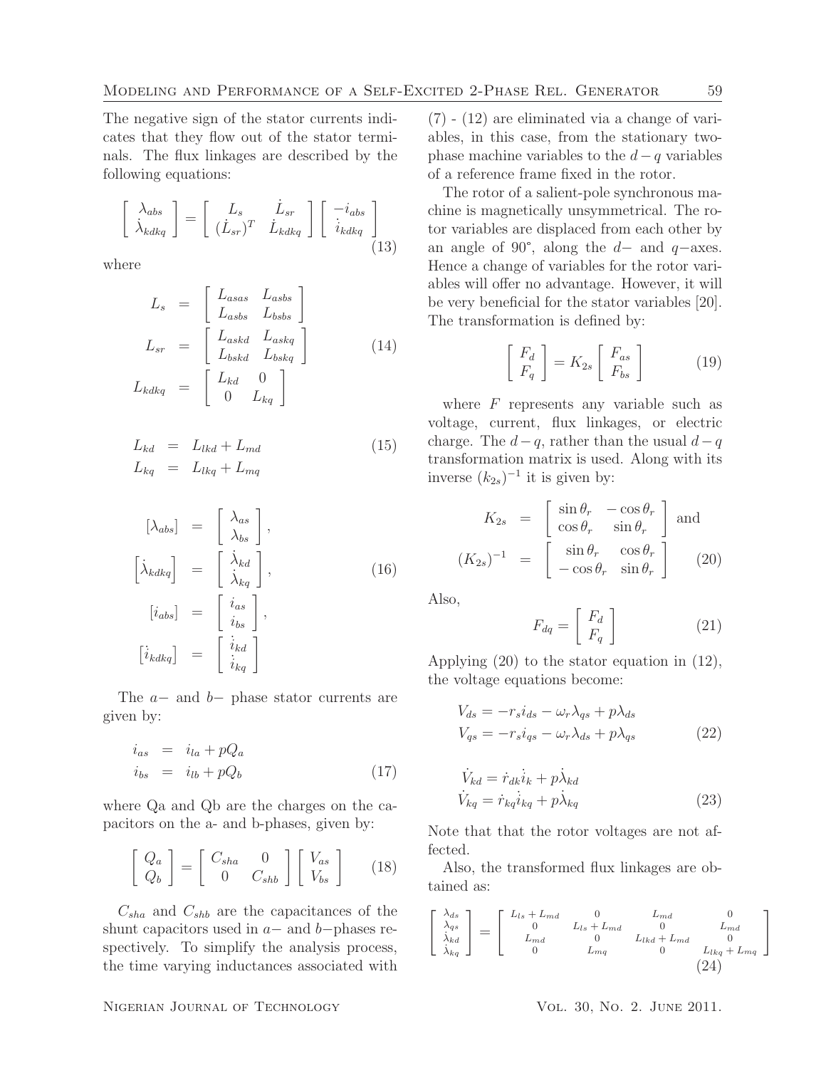The negative sign of the stator currents indicates that they flow out of the stator terminals. The flux linkages are described by the following equations:

$$\begin{bmatrix} \lambda_{abs} \\ \dot{\lambda}_{kdkq} \end{bmatrix} = \begin{bmatrix} L_s & \dot{L}_{sr} \\ (\dot{L}_{sr})^T & \dot{L}_{kdkq} \end{bmatrix} \begin{bmatrix} -i_{abs} \\ \dot{i}_{kdkq} \end{bmatrix} \tag{13}$$

where

$$\begin{aligned} L_s &= \begin{bmatrix} L_{asas} & L_{asbs} \\ L_{asbs} & L_{bsbs} \end{bmatrix} \\ L_{sr} &= \begin{bmatrix} L_{askd} & L_{askq} \\ L_{bskd} & L_{bskq} \end{bmatrix} \\ L_{kdkq} &= \begin{bmatrix} L_{kd} & 0 \\ 0 & L_{kq} \end{bmatrix} \end{aligned} \tag{14}$$

$$\begin{aligned} L_{kd} &= L_{lkd} + L_{md} \\ L_{kq} &= L_{lkq} + L_{mq} \end{aligned} \tag{15}$$

$$\begin{aligned} [\lambda_{abs}] &= \begin{bmatrix} \lambda_{as} \\ \lambda_{bs} \end{bmatrix}, \\ \left[\dot{\lambda}_{kdkq}\right] &= \begin{bmatrix} \dot{\lambda}_{kd} \\ \dot{\lambda}_{kq} \end{bmatrix}, \\ [i_{abs}] &= \begin{bmatrix} i_{as} \\ i_{bs} \end{bmatrix}, \\ \left[\dot{i}_{kdkq}\right] &= \begin{bmatrix} \dot{i}_{kd} \\ \dot{i}_{kq} \end{bmatrix} \end{aligned} \tag{16}$$

The $a-$ and $b-$ phase stator currents are given by:

$$\begin{aligned} i_{as} &= i_{la} + pQ_a \\ i_{bs} &= i_{lb} + pQ_b \end{aligned} \tag{17}$$

where Qa and Qb are the charges on the capacitors on the a- and b-phases, given by:

$$\begin{bmatrix} Q_a \\ Q_b \end{bmatrix} = \begin{bmatrix} C_{sha} & 0 \\ 0 & C_{shb} \end{bmatrix} \begin{bmatrix} V_{as} \\ V_{bs} \end{bmatrix} \tag{18}$$

$C_{sha}$ and $C_{shb}$ are the capacitances of the shunt capacitors used in $a-$ and $b-$phases respectively. To simplify the analysis process, the time varying inductances associated with (7) - (12) are eliminated via a change of variables, in this case, from the stationary two-phase machine variables to the $d-q$ variables of a reference frame fixed in the rotor.

The rotor of a salient-pole synchronous machine is magnetically unsymmetrical. The rotor variables are displaced from each other by an angle of 90°, along the $d-$ and $q-$axes. Hence a change of variables for the rotor variables will offer no advantage. However, it will be very beneficial for the stator variables [20]. The transformation is defined by:

$$\begin{bmatrix} F_d \\ F_q \end{bmatrix} = K_{2s} \begin{bmatrix} F_{as} \\ F_{bs} \end{bmatrix} \tag{19}$$

where $F$ represents any variable such as voltage, current, flux linkages, or electric charge. The $d-q$, rather than the usual $d-q$ transformation matrix is used. Along with its inverse $(k_{2s})^{-1}$ it is given by:

$$\begin{aligned} K_{2s} &= \begin{bmatrix} \sin\theta_r & -\cos\theta_r \\ \cos\theta_r & \sin\theta_r \end{bmatrix} \text{ and} \\ (K_{2s})^{-1} &= \begin{bmatrix} \sin\theta_r & \cos\theta_r \\ -\cos\theta_r & \sin\theta_r \end{bmatrix} \end{aligned} \tag{20}$$

Also,

$$F_{dq} = \begin{bmatrix} F_d \\ F_q \end{bmatrix} \tag{21}$$

Applying (20) to the stator equation in (12), the voltage equations become:

$$\begin{aligned} V_{ds} &= -r_s i_{ds} - \omega_r \lambda_{qs} + p\lambda_{ds} \\ V_{qs} &= -r_s i_{qs} - \omega_r \lambda_{ds} + p\lambda_{qs} \end{aligned} \tag{22}$$

$$\begin{aligned} \dot{V}_{kd} &= \dot{r}_{dk}\dot{i}_k + p\dot{\lambda}_{kd} \\ \dot{V}_{kq} &= \dot{r}_{kq}\dot{i}_{kq} + p\dot{\lambda}_{kq} \end{aligned} \tag{23}$$

Note that that the rotor voltages are not affected.

Also, the transformed flux linkages are obtained as:

$$\begin{bmatrix} \lambda_{ds} \\ \lambda_{qs} \\ \dot{\lambda}_{kd} \\ \dot{\lambda}_{kq} \end{bmatrix} = \begin{bmatrix} L_{ls} + L_{md} & 0 & L_{md} & 0 \\ 0 & L_{ls} + L_{md} & 0 & L_{md} \\ L_{md} & 0 & L_{lkd} + L_{md} & 0 \\ 0 & L_{mq} & 0 & L_{lkq} + L_{mq} \end{bmatrix} \tag{24}$$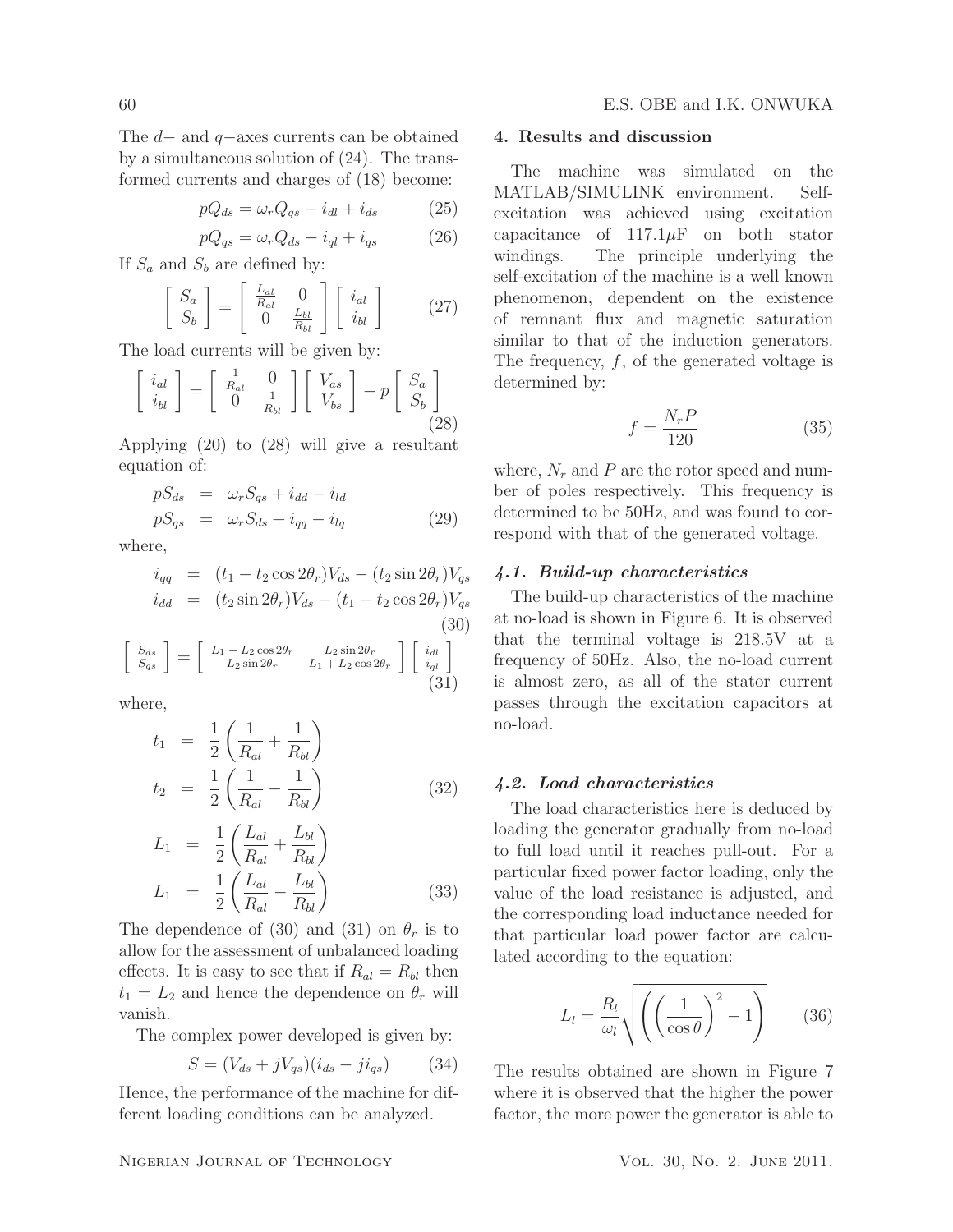The $d-$ and $q-$axes currents can be obtained by a simultaneous solution of (24). The transformed currents and charges of (18) become:

$$pQ_{ds} = \omega_r Q_{qs} - i_{dl} + i_{ds} \tag{25}$$

$$pQ_{qs} = \omega_r Q_{ds} - i_{ql} + i_{qs} \tag{26}$$

If $S_a$ and $S_b$ are defined by:

$$\begin{bmatrix} S_a \\ S_b \end{bmatrix} = \begin{bmatrix} \frac{L_{al}}{R_{al}} & 0 \\ 0 & \frac{L_{bl}}{R_{bl}} \end{bmatrix} \begin{bmatrix} i_{al} \\ i_{bl} \end{bmatrix} \tag{27}$$

The load currents will be given by:

$$\begin{bmatrix} i_{al} \\ i_{bl} \end{bmatrix} = \begin{bmatrix} \frac{1}{R_{al}} & 0 \\ 0 & \frac{1}{R_{bl}} \end{bmatrix} \begin{bmatrix} V_{as} \\ V_{bs} \end{bmatrix} - p \begin{bmatrix} S_a \\ S_b \end{bmatrix} \tag{28}$$

Applying (20) to (28) will give a resultant equation of:

$$\begin{aligned} pS_{ds} &= \omega_r S_{qs} + i_{dd} - i_{ld} \\ pS_{qs} &= \omega_r S_{ds} + i_{qq} - i_{lq} \end{aligned} \tag{29}$$

where,

$$\begin{aligned} i_{qq} &= (t_1 - t_2 \cos 2\theta_r)V_{ds} - (t_2 \sin 2\theta_r)V_{qs} \\ i_{dd} &= (t_2 \sin 2\theta_r)V_{ds} - (t_1 - t_2 \cos 2\theta_r)V_{qs} \end{aligned} \tag{30}$$

$$\begin{bmatrix} S_{ds} \\ S_{qs} \end{bmatrix} = \begin{bmatrix} L_1 - L_2 \cos 2\theta_r & L_2 \sin 2\theta_r \\ L_2 \sin 2\theta_r & L_1 + L_2 \cos 2\theta_r \end{bmatrix} \begin{bmatrix} i_{dl} \\ i_{ql} \end{bmatrix} \tag{31}$$

where,

$$\begin{aligned} t_1 &= \frac{1}{2}\left(\frac{1}{R_{al}} + \frac{1}{R_{bl}}\right) \\ t_2 &= \frac{1}{2}\left(\frac{1}{R_{al}} - \frac{1}{R_{bl}}\right) \end{aligned} \tag{32}$$

$$\begin{aligned} L_1 &= \frac{1}{2}\left(\frac{L_{al}}{R_{al}} + \frac{L_{bl}}{R_{bl}}\right) \\ L_1 &= \frac{1}{2}\left(\frac{L_{al}}{R_{al}} - \frac{L_{bl}}{R_{bl}}\right) \end{aligned} \tag{33}$$

The dependence of (30) and (31) on $\theta_r$ is to allow for the assessment of unbalanced loading effects. It is easy to see that if $R_{al} = R_{bl}$ then $t_1 = L_2$ and hence the dependence on $\theta_r$ will vanish.

The complex power developed is given by:

$$S = (V_{ds} + jV_{qs})(i_{ds} - ji_{qs}) \tag{34}$$

Hence, the performance of the machine for different loading conditions can be analyzed.

## 4. Results and discussion

The machine was simulated on the MATLAB/SIMULINK environment. Self-excitation was achieved using excitation capacitance of 117.1$\mu$F on both stator windings. The principle underlying the self-excitation of the machine is a well known phenomenon, dependent on the existence of remnant flux and magnetic saturation similar to that of the induction generators. The frequency, $f$, of the generated voltage is determined by:

$$f = \frac{N_r P}{120} \tag{35}$$

where, $N_r$ and $P$ are the rotor speed and number of poles respectively. This frequency is determined to be 50Hz, and was found to correspond with that of the generated voltage.

### 4.1. Build-up characteristics

The build-up characteristics of the machine at no-load is shown in Figure 6. It is observed that the terminal voltage is 218.5V at a frequency of 50Hz. Also, the no-load current is almost zero, as all of the stator current passes through the excitation capacitors at no-load.

### 4.2. Load characteristics

The load characteristics here is deduced by loading the generator gradually from no-load to full load until it reaches pull-out. For a particular fixed power factor loading, only the value of the load resistance is adjusted, and the corresponding load inductance needed for that particular load power factor are calculated according to the equation:

$$L_l = \frac{R_l}{\omega_l}\sqrt{\left(\left(\frac{1}{\cos\theta}\right)^2 - 1\right)} \tag{36}$$

The results obtained are shown in Figure 7 where it is observed that the higher the power factor, the more power the generator is able to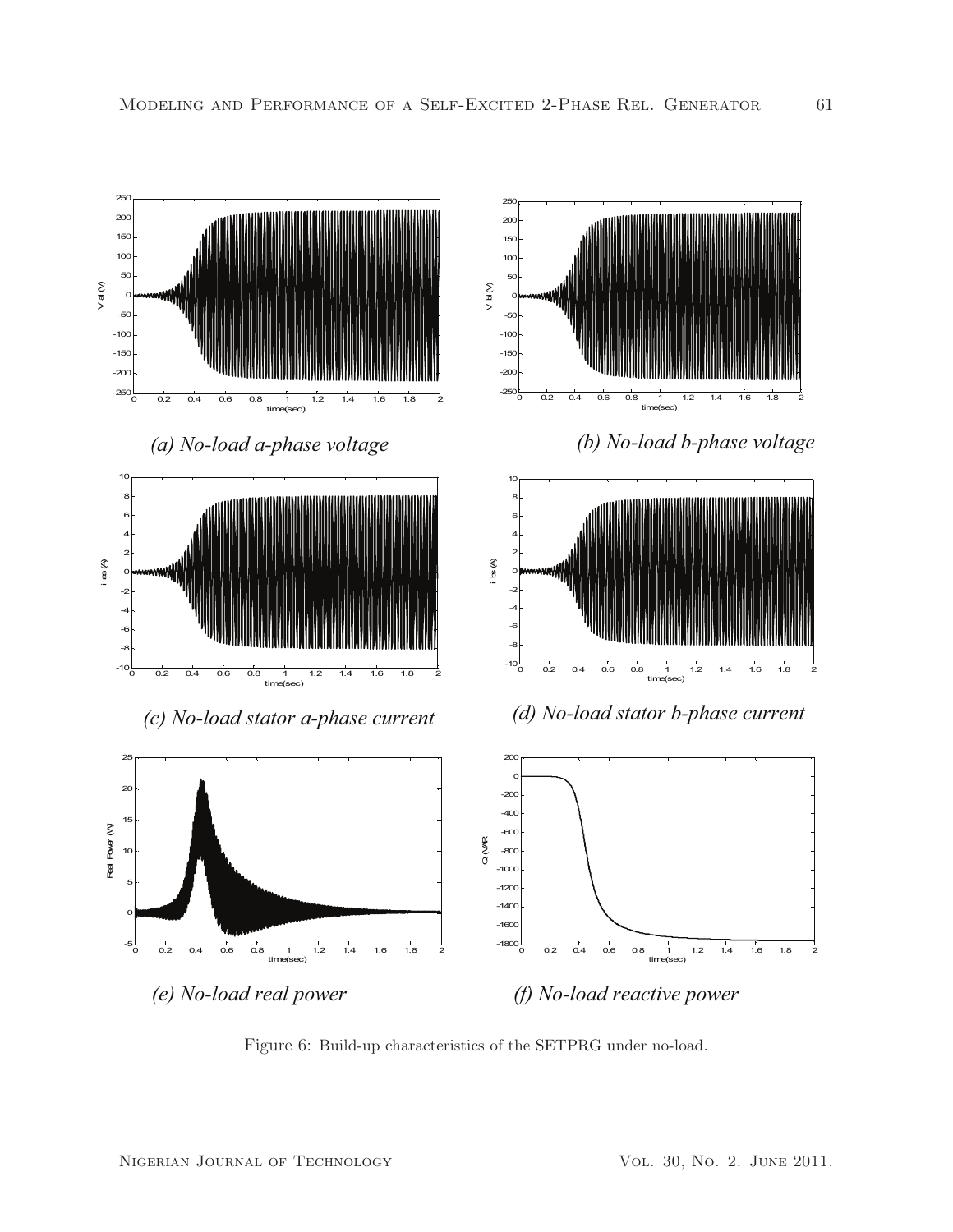(a) No-load a-phase voltage

(b) No-load b-phase voltage

(c) No-load stator a-phase current

(d) No-load stator b-phase current

(e) No-load real power

(f) No-load reactive power

Figure 6: Build-up characteristics of the SETPRG under no-load.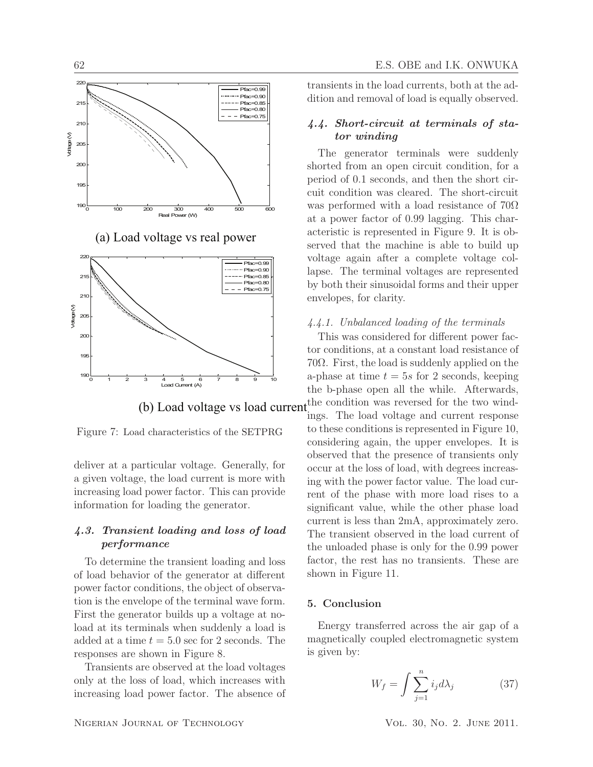(a) Load voltage vs real power

(b) Load voltage vs load current

Figure 7: Load characteristics of the SETPRG

deliver at a particular voltage. Generally, for a given voltage, the load current is more with increasing load power factor. This can provide information for loading the generator.

### *4.3. Transient loading and loss of load performance*

To determine the transient loading and loss of load behavior of the generator at different power factor conditions, the object of observation is the envelope of the terminal wave form. First the generator builds up a voltage at no-load at its terminals when suddenly a load is added at a time $t = 5.0$ sec for 2 seconds. The responses are shown in Figure 8.

Transients are observed at the load voltages only at the loss of load, which increases with increasing load power factor. The absence of transients in the load currents, both at the addition and removal of load is equally observed.

### *4.4. Short-circuit at terminals of stator winding*

The generator terminals were suddenly shorted from an open circuit condition, for a period of 0.1 seconds, and then the short circuit condition was cleared. The short-circuit was performed with a load resistance of 70Ω at a power factor of 0.99 lagging. This characteristic is represented in Figure 9. It is observed that the machine is able to build up voltage again after a complete voltage collapse. The terminal voltages are represented by both their sinusoidal forms and their upper envelopes, for clarity.

#### *4.4.1. Unbalanced loading of the terminals*

This was considered for different power factor conditions, at a constant load resistance of 70Ω. First, the load is suddenly applied on the a-phase at time $t = 5s$ for 2 seconds, keeping the b-phase open all the while. Afterwards, the condition was reversed for the two windings. The load voltage and current response to these conditions is represented in Figure 10, considering again, the upper envelopes. It is observed that the presence of transients only occur at the loss of load, with degrees increasing with the power factor value. The load current of the phase with more load rises to a significant value, while the other phase load current is less than 2mA, approximately zero. The transient observed in the load current of the unloaded phase is only for the 0.99 power factor, the rest has no transients. These are shown in Figure 11.

## 5. Conclusion

Energy transferred across the air gap of a magnetically coupled electromagnetic system is given by:

$$W_f = \int \sum_{j=1}^{n} i_j d\lambda_j \qquad (37)$$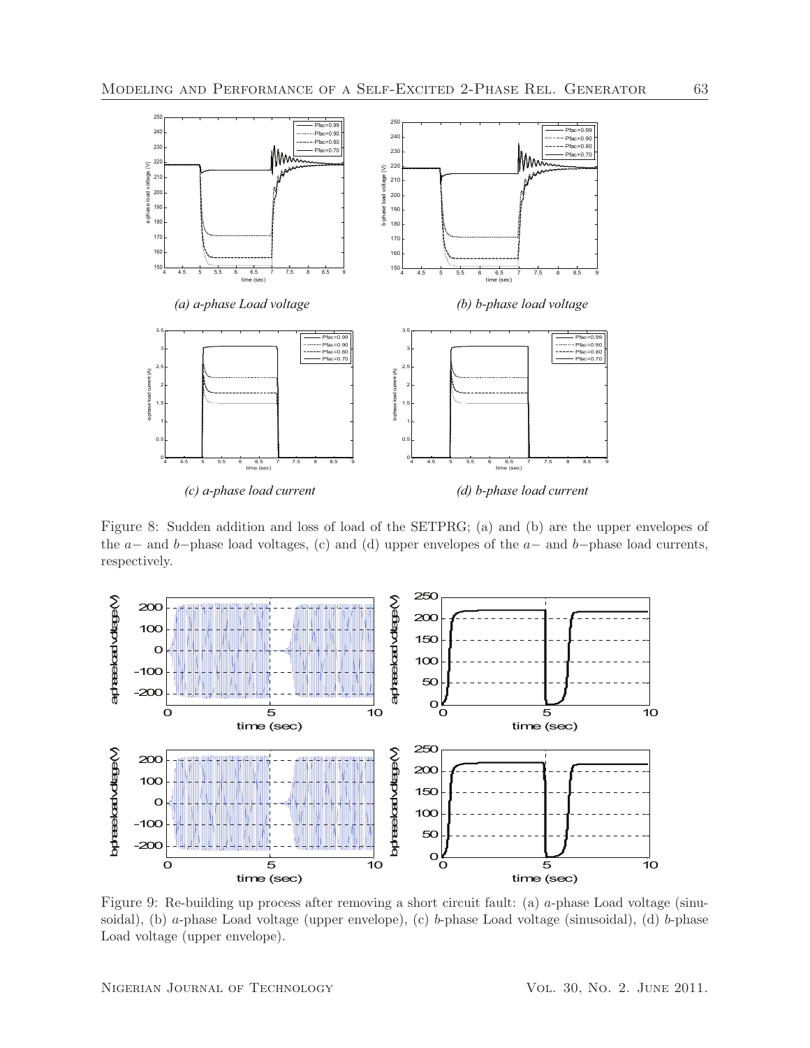*(a) a-phase Load voltage*

*(b) b-phase load voltage*

*(c) a-phase load current*

*(d) b-phase load current*

Figure 8: Sudden addition and loss of load of the SETPRG; (a) and (b) are the upper envelopes of the $a-$ and $b-$phase load voltages, (c) and (d) upper envelopes of the $a-$ and $b-$phase load currents, respectively.

Figure 9: Re-building up process after removing a short circuit fault: (a) $a$-phase Load voltage (sinusoidal), (b) $a$-phase Load voltage (upper envelope), (c) $b$-phase Load voltage (sinusoidal), (d) $b$-phase Load voltage (upper envelope).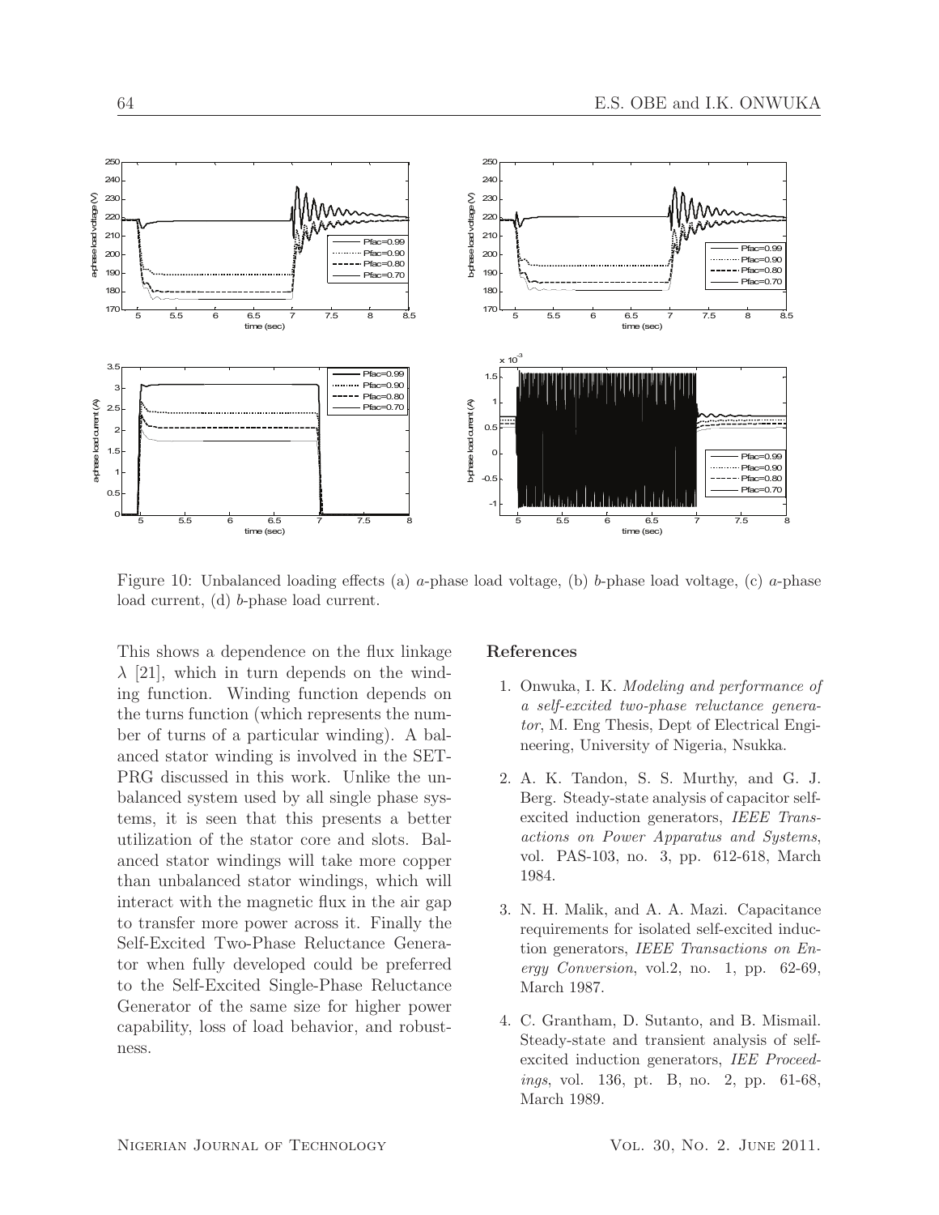Figure 10: Unbalanced loading effects (a) *a*-phase load voltage, (b) *b*-phase load voltage, (c) *a*-phase load current, (d) *b*-phase load current.

This shows a dependence on the flux linkage $\lambda$ [21], which in turn depends on the winding function. Winding function depends on the turns function (which represents the number of turns of a particular winding). A balanced stator winding is involved in the SETPRG discussed in this work. Unlike the unbalanced system used by all single phase systems, it is seen that this presents a better utilization of the stator core and slots. Balanced stator windings will take more copper than unbalanced stator windings, which will interact with the magnetic flux in the air gap to transfer more power across it. Finally the Self-Excited Two-Phase Reluctance Generator when fully developed could be preferred to the Self-Excited Single-Phase Reluctance Generator of the same size for higher power capability, loss of load behavior, and robustness.

## References

1. Onwuka, I. K. *Modeling and performance of a self-excited two-phase reluctance generator*, M. Eng Thesis, Dept of Electrical Engineering, University of Nigeria, Nsukka.

2. A. K. Tandon, S. S. Murthy, and G. J. Berg. Steady-state analysis of capacitor self-excited induction generators, *IEEE Transactions on Power Apparatus and Systems*, vol. PAS-103, no. 3, pp. 612-618, March 1984.

3. N. H. Malik, and A. A. Mazi. Capacitance requirements for isolated self-excited induction generators, *IEEE Transactions on Energy Conversion*, vol.2, no. 1, pp. 62-69, March 1987.

4. C. Grantham, D. Sutanto, and B. Mismail. Steady-state and transient analysis of self-excited induction generators, *IEE Proceedings*, vol. 136, pt. B, no. 2, pp. 61-68, March 1989.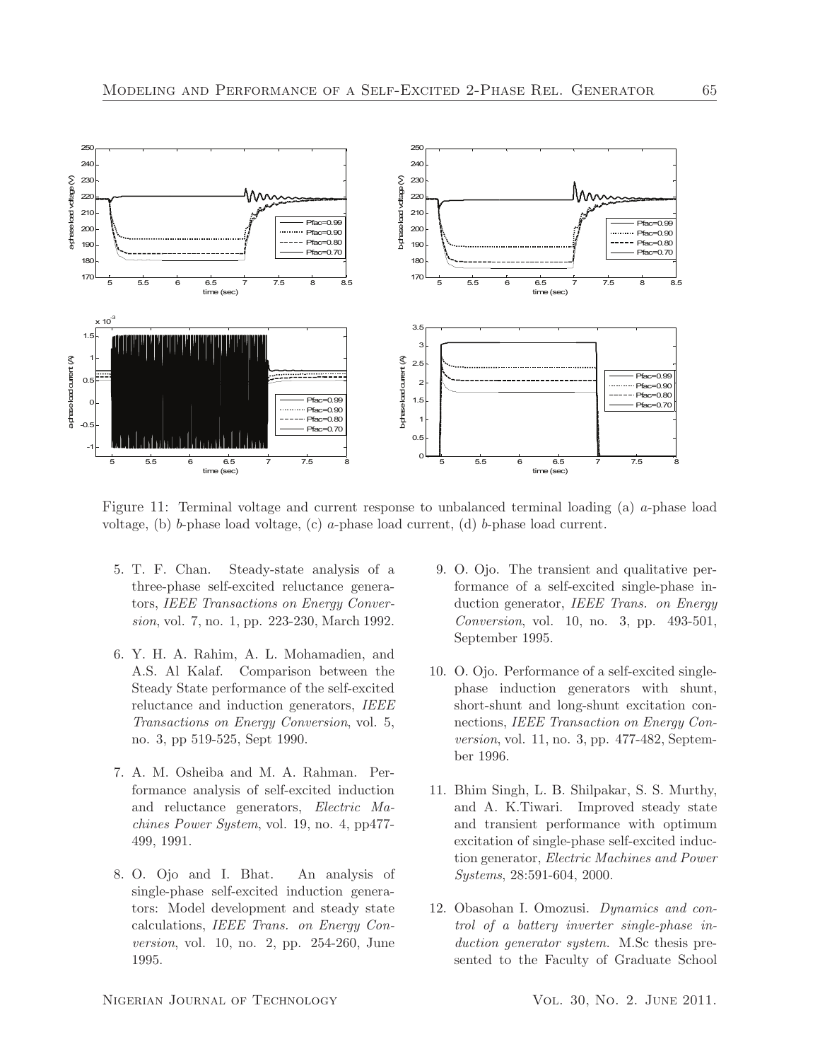Figure 11: Terminal voltage and current response to unbalanced terminal loading (a) *a*-phase load voltage, (b) *b*-phase load voltage, (c) *a*-phase load current, (d) *b*-phase load current.

5. T. F. Chan. Steady-state analysis of a three-phase self-excited reluctance generators, *IEEE Transactions on Energy Conversion*, vol. 7, no. 1, pp. 223-230, March 1992.

6. Y. H. A. Rahim, A. L. Mohamadien, and A.S. Al Kalaf. Comparison between the Steady State performance of the self-excited reluctance and induction generators, *IEEE Transactions on Energy Conversion*, vol. 5, no. 3, pp 519-525, Sept 1990.

7. A. M. Osheiba and M. A. Rahman. Performance analysis of self-excited induction and reluctance generators, *Electric Machines Power System*, vol. 19, no. 4, pp477-499, 1991.

8. O. Ojo and I. Bhat. An analysis of single-phase self-excited induction generators: Model development and steady state calculations, *IEEE Trans. on Energy Conversion*, vol. 10, no. 2, pp. 254-260, June 1995.

9. O. Ojo. The transient and qualitative performance of a self-excited single-phase induction generator, *IEEE Trans. on Energy Conversion*, vol. 10, no. 3, pp. 493-501, September 1995.

10. O. Ojo. Performance of a self-excited single-phase induction generators with shunt, short-shunt and long-shunt excitation connections, *IEEE Transaction on Energy Conversion*, vol. 11, no. 3, pp. 477-482, September 1996.

11. Bhim Singh, L. B. Shilpakar, S. S. Murthy, and A. K.Tiwari. Improved steady state and transient performance with optimum excitation of single-phase self-excited induction generator, *Electric Machines and Power Systems*, 28:591-604, 2000.

12. Obasohan I. Omozusi. *Dynamics and control of a battery inverter single-phase induction generator system.* M.Sc thesis presented to the Faculty of Graduate School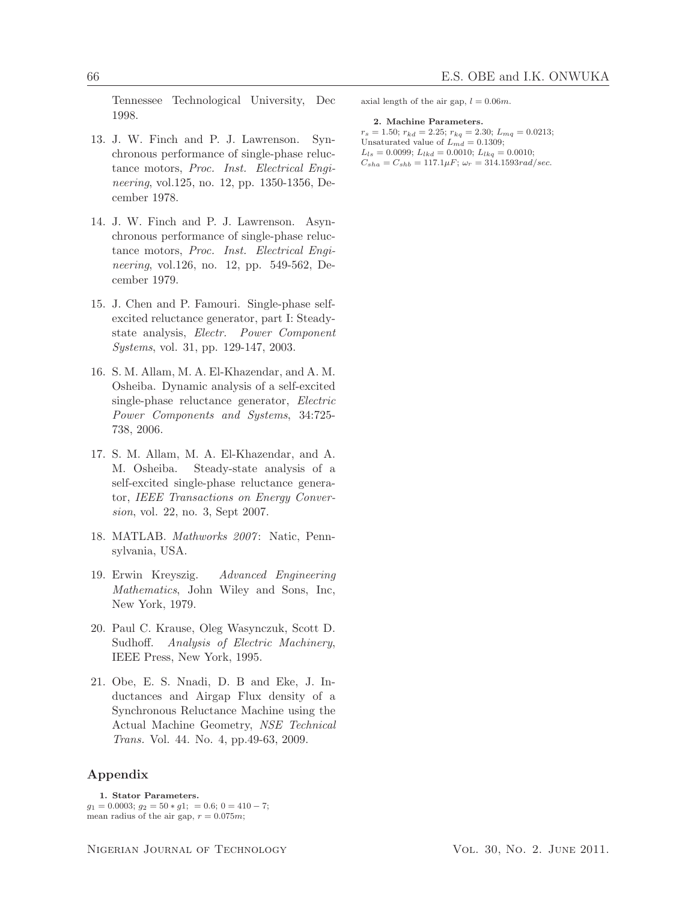Tennessee Technological University, Dec 1998.

13. J. W. Finch and P. J. Lawrenson. Synchronous performance of single-phase reluctance motors, *Proc. Inst. Electrical Engineering*, vol.125, no. 12, pp. 1350-1356, December 1978.

14. J. W. Finch and P. J. Lawrenson. Asynchronous performance of single-phase reluctance motors, *Proc. Inst. Electrical Engineering*, vol.126, no. 12, pp. 549-562, December 1979.

15. J. Chen and P. Famouri. Single-phase self-excited reluctance generator, part I: Steady-state analysis, *Electr. Power Component Systems*, vol. 31, pp. 129-147, 2003.

16. S. M. Allam, M. A. El-Khazendar, and A. M. Osheiba. Dynamic analysis of a self-excited single-phase reluctance generator, *Electric Power Components and Systems*, 34:725-738, 2006.

17. S. M. Allam, M. A. El-Khazendar, and A. M. Osheiba. Steady-state analysis of a self-excited single-phase reluctance generator, *IEEE Transactions on Energy Conversion*, vol. 22, no. 3, Sept 2007.

18. MATLAB. *Mathworks 2007*: Natic, Pennsylvania, USA.

19. Erwin Kreyszig. *Advanced Engineering Mathematics*, John Wiley and Sons, Inc, New York, 1979.

20. Paul C. Krause, Oleg Wasynczuk, Scott D. Sudhoff. *Analysis of Electric Machinery*, IEEE Press, New York, 1995.

21. Obe, E. S. Nnadi, D. B and Eke, J. Inductances and Airgap Flux density of a Synchronous Reluctance Machine using the Actual Machine Geometry, *NSE Technical Trans.* Vol. 44. No. 4, pp.49-63, 2009.

## Appendix

**1. Stator Parameters.**
$g_1 = 0.0003$; $g_2 = 50 * g1$; $= 0.6$; $0 = 410 - 7$;
mean radius of the air gap, $r = 0.075m$;
axial length of the air gap, $l = 0.06m$.

**2. Machine Parameters.**
$r_s = 1.50$; $r_{kd} = 2.25$; $r_{kq} = 2.30$; $L_{mq} = 0.0213$;
Unsaturated value of $L_{md} = 0.1309$;
$L_{ls} = 0.0099$; $L_{lkd} = 0.0010$; $L_{lkq} = 0.0010$;
$C_{sha} = C_{shb} = 117.1\mu F$; $\omega_r = 314.1593 rad/sec$.